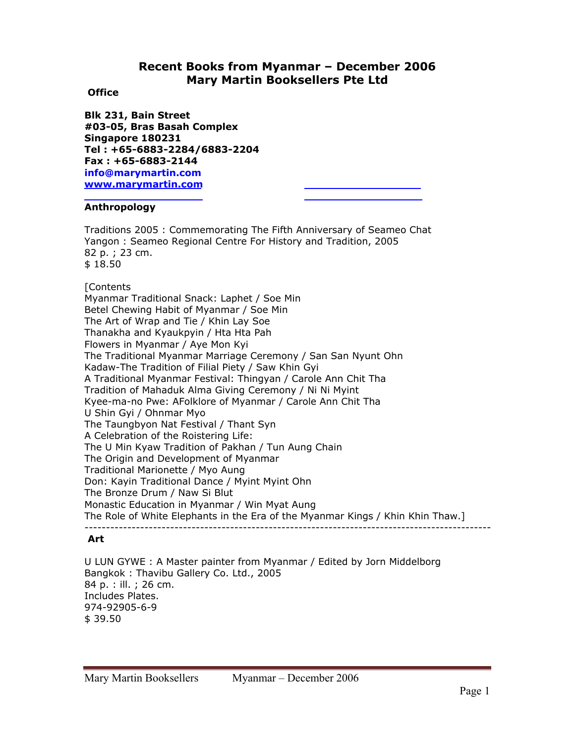# Recent Books from Myanmar – December 2006
# Mary Martin Booksellers Pte Ltd

**Office**

**Blk 231, Bain Street**
**#03-05, Bras Basah Complex**
**Singapore 180231**
**Tel : +65-6883-2284/6883-2204**
**Fax : +65-6883-2144**
**info@marymartin.com**
**www.marymartin.com**

## Anthropology

Traditions 2005 : Commemorating The Fifth Anniversary of Seameo Chat
Yangon : Seameo Regional Centre For History and Tradition, 2005
82 p. ; 23 cm.
$ 18.50

[Contents
Myanmar Traditional Snack: Laphet / Soe Min
Betel Chewing Habit of Myanmar / Soe Min
The Art of Wrap and Tie / Khin Lay Soe
Thanakha and Kyaukpyin / Hta Hta Pah
Flowers in Myanmar / Aye Mon Kyi
The Traditional Myanmar Marriage Ceremony / San San Nyunt Ohn
Kadaw-The Tradition of Filial Piety / Saw Khin Gyi
A Traditional Myanmar Festival: Thingyan / Carole Ann Chit Tha
Tradition of Mahaduk Alma Giving Ceremony / Ni Ni Myint
Kyee-ma-no Pwe: AFolklore of Myanmar / Carole Ann Chit Tha
U Shin Gyi / Ohnmar Myo
The Taungbyon Nat Festival / Thant Syn
A Celebration of the Roistering Life:
The U Min Kyaw Tradition of Pakhan / Tun Aung Chain
The Origin and Development of Myanmar
Traditional Marionette / Myo Aung
Don: Kayin Traditional Dance / Myint Myint Ohn
The Bronze Drum / Naw Si Blut
Monastic Education in Myanmar / Win Myat Aung
The Role of White Elephants in the Era of the Myanmar Kings / Khin Khin Thaw.]

---

## Art

U LUN GYWE : A Master painter from Myanmar / Edited by Jorn Middelborg
Bangkok : Thavibu Gallery Co. Ltd., 2005
84 p. : ill. ; 26 cm.
Includes Plates.
974-92905-6-9
$ 39.50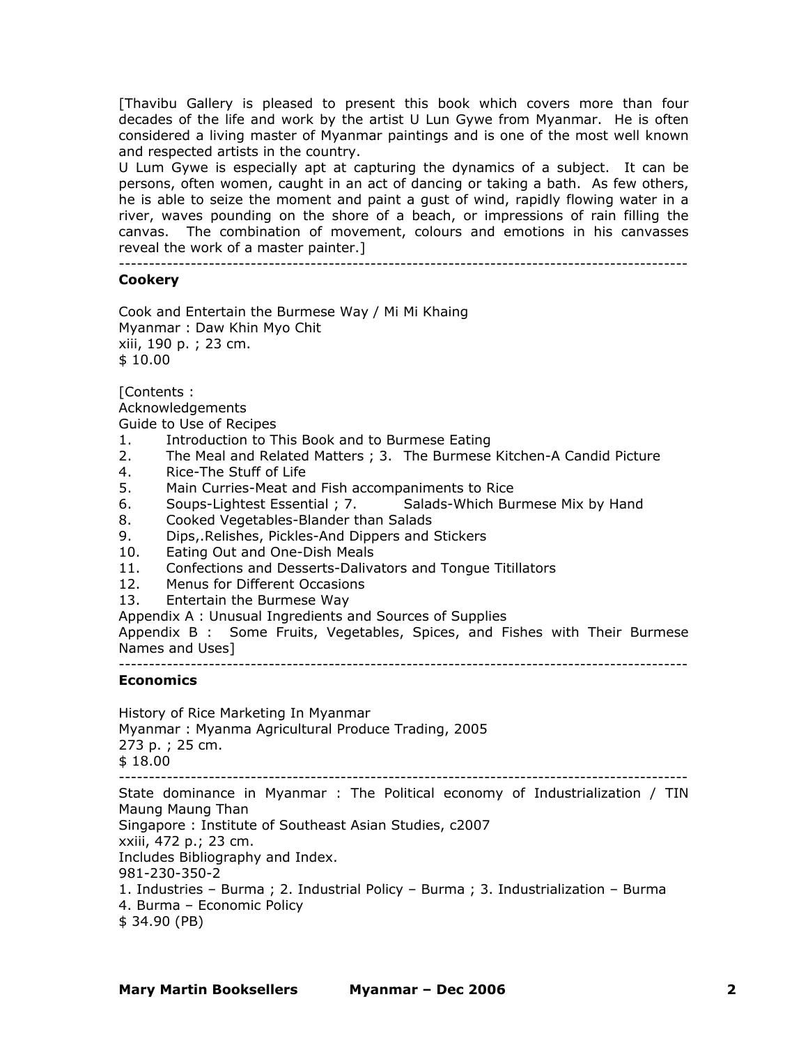[Thavibu Gallery is pleased to present this book which covers more than four decades of the life and work by the artist U Lun Gywe from Myanmar. He is often considered a living master of Myanmar paintings and is one of the most well known and respected artists in the country.
U Lum Gywe is especially apt at capturing the dynamics of a subject. It can be persons, often women, caught in an act of dancing or taking a bath. As few others, he is able to seize the moment and paint a gust of wind, rapidly flowing water in a river, waves pounding on the shore of a beach, or impressions of rain filling the canvas. The combination of movement, colours and emotions in his canvasses reveal the work of a master painter.]

---

**Cookery**

Cook and Entertain the Burmese Way / Mi Mi Khaing
Myanmar : Daw Khin Myo Chit
xiii, 190 p. ; 23 cm.
$ 10.00

[Contents :
Acknowledgements
Guide to Use of Recipes
1. Introduction to This Book and to Burmese Eating
2. The Meal and Related Matters ; 3. The Burmese Kitchen-A Candid Picture
4. Rice-The Stuff of Life
5. Main Curries-Meat and Fish accompaniments to Rice
6. Soups-Lightest Essential ; 7. Salads-Which Burmese Mix by Hand
8. Cooked Vegetables-Blander than Salads
9. Dips,.Relishes, Pickles-And Dippers and Stickers
10. Eating Out and One-Dish Meals
11. Confections and Desserts-Dalivators and Tongue Titillators
12. Menus for Different Occasions
13. Entertain the Burmese Way
Appendix A : Unusual Ingredients and Sources of Supplies
Appendix B : Some Fruits, Vegetables, Spices, and Fishes with Their Burmese Names and Uses]

---

**Economics**

History of Rice Marketing In Myanmar
Myanmar : Myanma Agricultural Produce Trading, 2005
273 p. ; 25 cm.
$ 18.00

---

State dominance in Myanmar : The Political economy of Industrialization / TIN Maung Maung Than
Singapore : Institute of Southeast Asian Studies, c2007
xxiii, 472 p.; 23 cm.
Includes Bibliography and Index.
981-230-350-2
1. Industries – Burma ; 2. Industrial Policy – Burma ; 3. Industrialization – Burma
4. Burma – Economic Policy
$ 34.90 (PB)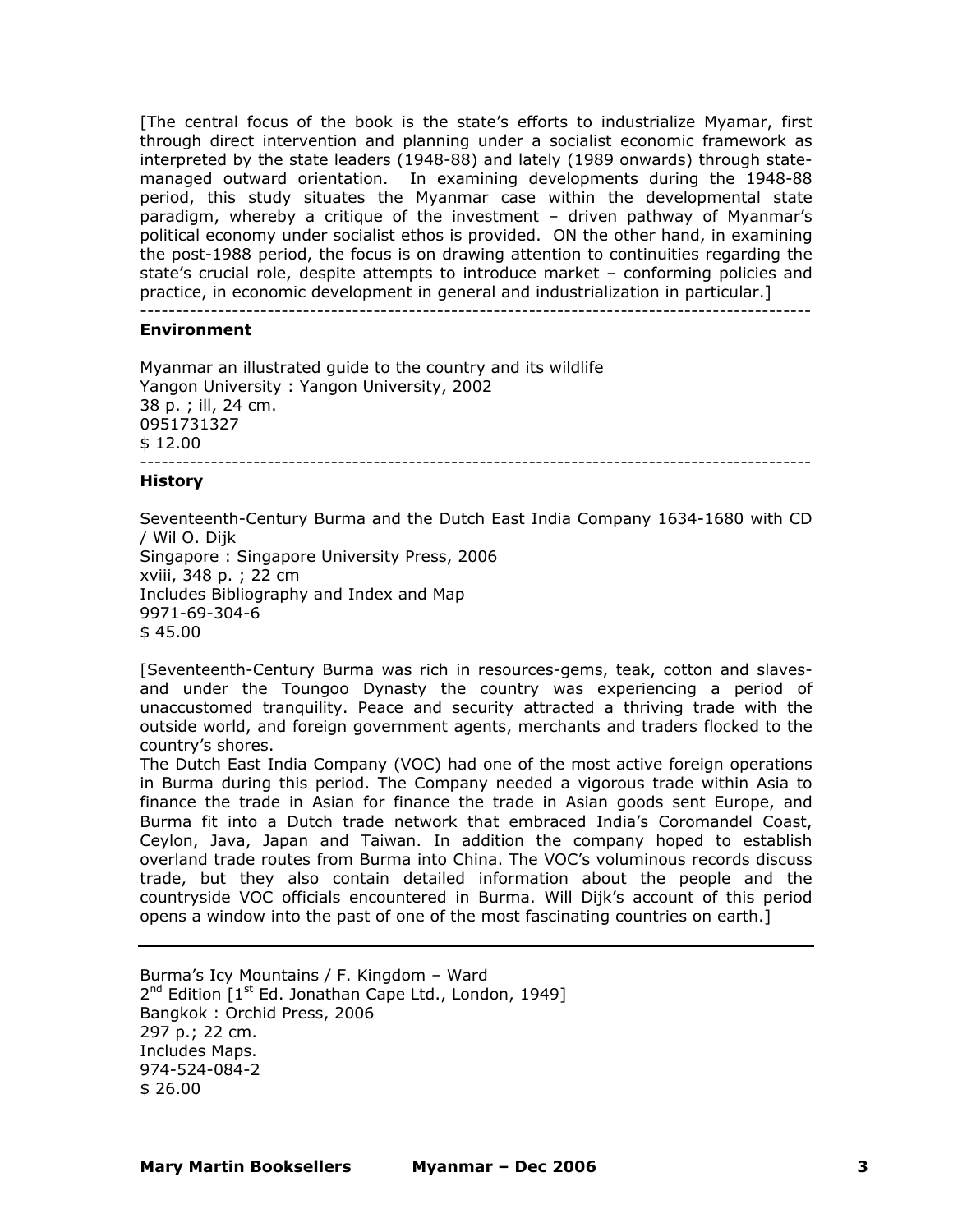[The central focus of the book is the state's efforts to industrialize Myamar, first through direct intervention and planning under a socialist economic framework as interpreted by the state leaders (1948-88) and lately (1989 onwards) through state-managed outward orientation. In examining developments during the 1948-88 period, this study situates the Myanmar case within the developmental state paradigm, whereby a critique of the investment – driven pathway of Myanmar's political economy under socialist ethos is provided. ON the other hand, in examining the post-1988 period, the focus is on drawing attention to continuities regarding the state's crucial role, despite attempts to introduce market – conforming policies and practice, in economic development in general and industrialization in particular.]

---

**Environment**

Myanmar an illustrated guide to the country and its wildlife
Yangon University : Yangon University, 2002
38 p. ; ill, 24 cm.
0951731327
$ 12.00

---

**History**

Seventeenth-Century Burma and the Dutch East India Company 1634-1680 with CD / Wil O. Dijk
Singapore : Singapore University Press, 2006
xviii, 348 p. ; 22 cm
Includes Bibliography and Index and Map
9971-69-304-6
$ 45.00

[Seventeenth-Century Burma was rich in resources-gems, teak, cotton and slaves-and under the Toungoo Dynasty the country was experiencing a period of unaccustomed tranquility. Peace and security attracted a thriving trade with the outside world, and foreign government agents, merchants and traders flocked to the country's shores.
The Dutch East India Company (VOC) had one of the most active foreign operations in Burma during this period. The Company needed a vigorous trade within Asia to finance the trade in Asian for finance the trade in Asian goods sent Europe, and Burma fit into a Dutch trade network that embraced India's Coromandel Coast, Ceylon, Java, Japan and Taiwan. In addition the company hoped to establish overland trade routes from Burma into China. The VOC's voluminous records discuss trade, but they also contain detailed information about the people and the countryside VOC officials encountered in Burma. Will Dijk's account of this period opens a window into the past of one of the most fascinating countries on earth.]

---

Burma's Icy Mountains / F. Kingdom – Ward
2nd Edition [1st Ed. Jonathan Cape Ltd., London, 1949]
Bangkok : Orchid Press, 2006
297 p.; 22 cm.
Includes Maps.
974-524-084-2
$ 26.00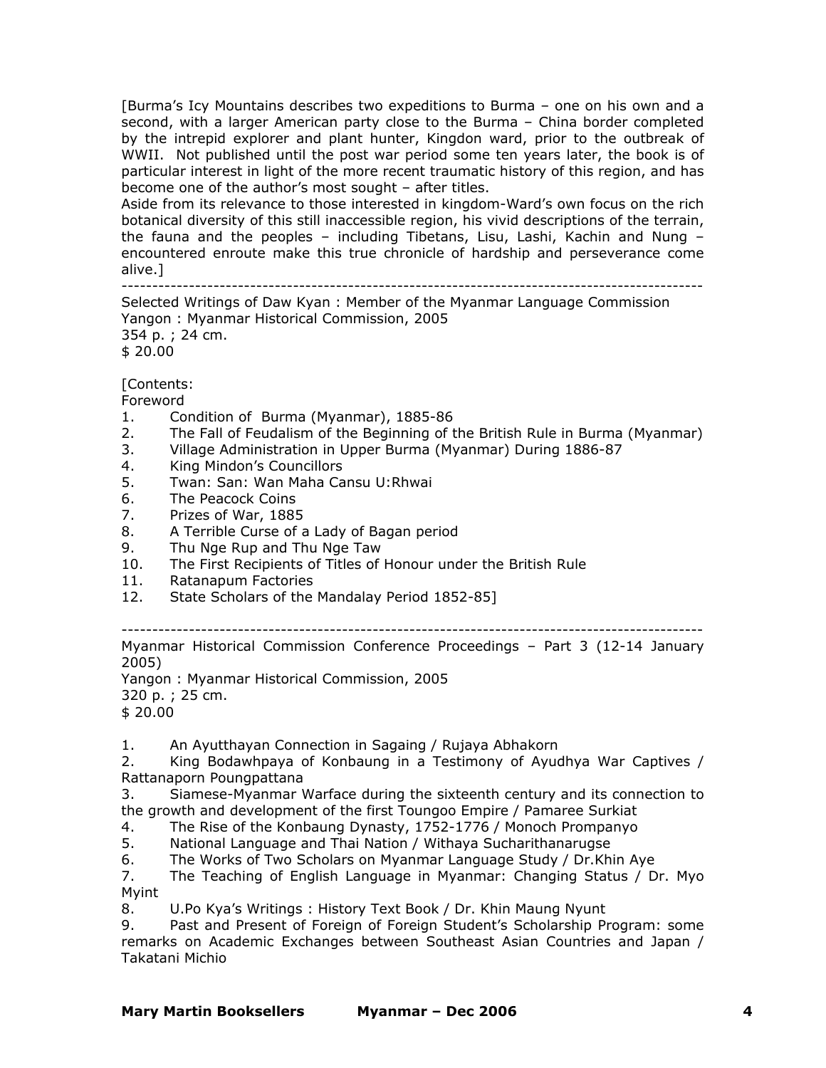[Burma's Icy Mountains describes two expeditions to Burma – one on his own and a second, with a larger American party close to the Burma – China border completed by the intrepid explorer and plant hunter, Kingdon ward, prior to the outbreak of WWII. Not published until the post war period some ten years later, the book is of particular interest in light of the more recent traumatic history of this region, and has become one of the author's most sought – after titles.
Aside from its relevance to those interested in kingdom-Ward's own focus on the rich botanical diversity of this still inaccessible region, his vivid descriptions of the terrain, the fauna and the peoples – including Tibetans, Lisu, Lashi, Kachin and Nung – encountered enroute make this true chronicle of hardship and perseverance come alive.]

---

Selected Writings of Daw Kyan : Member of the Myanmar Language Commission
Yangon : Myanmar Historical Commission, 2005
354 p. ; 24 cm.
$ 20.00

[Contents:
Foreword
1. Condition of Burma (Myanmar), 1885-86
2. The Fall of Feudalism of the Beginning of the British Rule in Burma (Myanmar)
3. Village Administration in Upper Burma (Myanmar) During 1886-87
4. King Mindon's Councillors
5. Twan: San: Wan Maha Cansu U:Rhwai
6. The Peacock Coins
7. Prizes of War, 1885
8. A Terrible Curse of a Lady of Bagan period
9. Thu Nge Rup and Thu Nge Taw
10. The First Recipients of Titles of Honour under the British Rule
11. Ratanapum Factories
12. State Scholars of the Mandalay Period 1852-85]

---

Myanmar Historical Commission Conference Proceedings – Part 3 (12-14 January 2005)
Yangon : Myanmar Historical Commission, 2005
320 p. ; 25 cm.
$ 20.00

1. An Ayutthayan Connection in Sagaing / Rujaya Abhakorn
2. King Bodawhpaya of Konbaung in a Testimony of Ayudhya War Captives / Rattanaporn Poungpattana
3. Siamese-Myanmar Warface during the sixteenth century and its connection to the growth and development of the first Toungoo Empire / Pamaree Surkiat
4. The Rise of the Konbaung Dynasty, 1752-1776 / Monoch Prompanyo
5. National Language and Thai Nation / Withaya Sucharithanarugse
6. The Works of Two Scholars on Myanmar Language Study / Dr.Khin Aye
7. The Teaching of English Language in Myanmar: Changing Status / Dr. Myo Myint
8. U.Po Kya's Writings : History Text Book / Dr. Khin Maung Nyunt
9. Past and Present of Foreign of Foreign Student's Scholarship Program: some remarks on Academic Exchanges between Southeast Asian Countries and Japan / Takatani Michio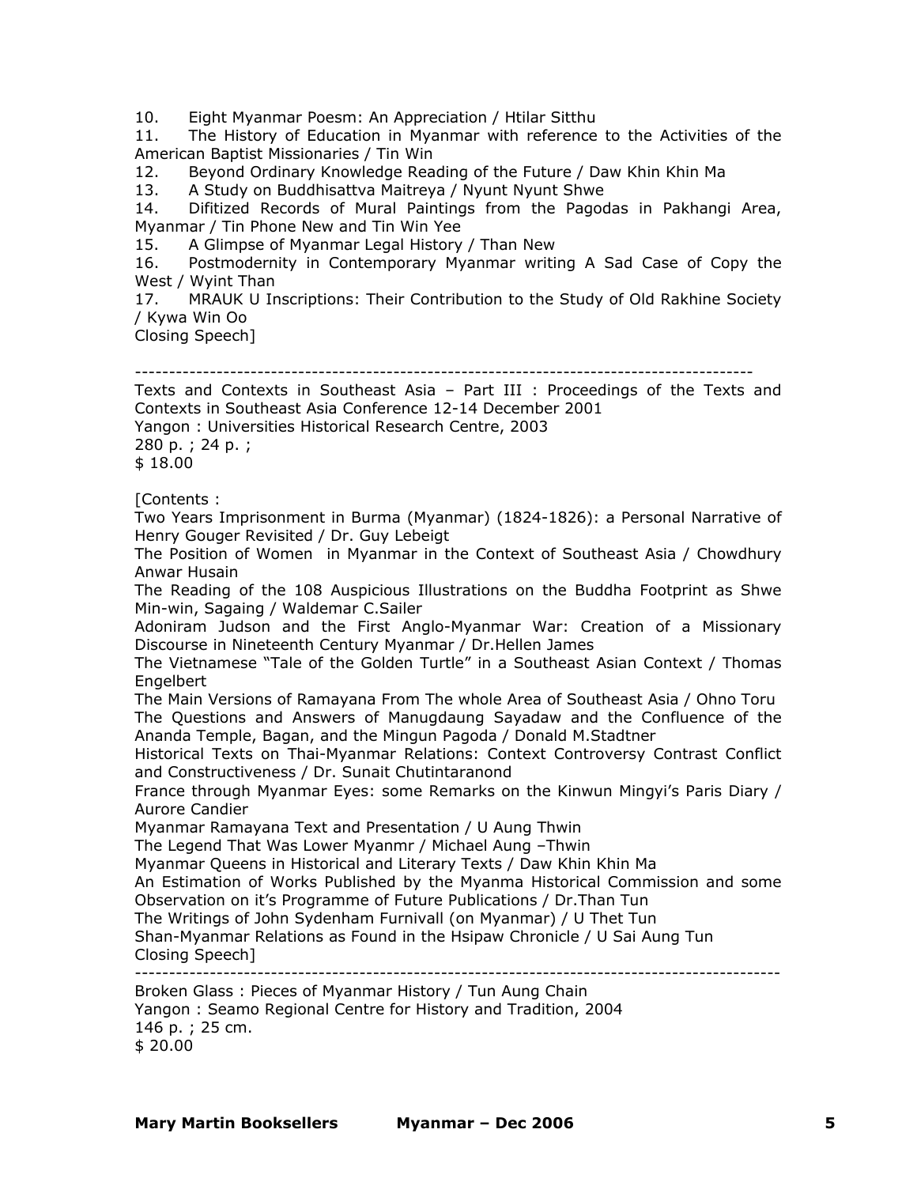10. Eight Myanmar Poesm: An Appreciation / Htilar Sitthu
11. The History of Education in Myanmar with reference to the Activities of the American Baptist Missionaries / Tin Win
12. Beyond Ordinary Knowledge Reading of the Future / Daw Khin Khin Ma
13. A Study on Buddhisattva Maitreya / Nyunt Nyunt Shwe
14. Difitized Records of Mural Paintings from the Pagodas in Pakhangi Area, Myanmar / Tin Phone New and Tin Win Yee
15. A Glimpse of Myanmar Legal History / Than New
16. Postmodernity in Contemporary Myanmar writing A Sad Case of Copy the West / Wyint Than
17. MRAUK U Inscriptions: Their Contribution to the Study of Old Rakhine Society / Kywa Win Oo

Closing Speech]

---

Texts and Contexts in Southeast Asia – Part III : Proceedings of the Texts and Contexts in Southeast Asia Conference 12-14 December 2001
Yangon : Universities Historical Research Centre, 2003
280 p. ; 24 p. ;
$ 18.00

[Contents :
Two Years Imprisonment in Burma (Myanmar) (1824-1826): a Personal Narrative of Henry Gouger Revisited / Dr. Guy Lebeigt
The Position of Women in Myanmar in the Context of Southeast Asia / Chowdhury Anwar Husain
The Reading of the 108 Auspicious Illustrations on the Buddha Footprint as Shwe Min-win, Sagaing / Waldemar C.Sailer
Adoniram Judson and the First Anglo-Myanmar War: Creation of a Missionary Discourse in Nineteenth Century Myanmar / Dr.Hellen James
The Vietnamese "Tale of the Golden Turtle" in a Southeast Asian Context / Thomas Engelbert
The Main Versions of Ramayana From The whole Area of Southeast Asia / Ohno Toru
The Questions and Answers of Manugdaung Sayadaw and the Confluence of the Ananda Temple, Bagan, and the Mingun Pagoda / Donald M.Stadtner
Historical Texts on Thai-Myanmar Relations: Context Controversy Contrast Conflict and Constructiveness / Dr. Sunait Chutintaranond
France through Myanmar Eyes: some Remarks on the Kinwun Mingyi's Paris Diary / Aurore Candier
Myanmar Ramayana Text and Presentation / U Aung Thwin
The Legend That Was Lower Myanmr / Michael Aung –Thwin
Myanmar Queens in Historical and Literary Texts / Daw Khin Khin Ma
An Estimation of Works Published by the Myanma Historical Commission and some Observation on it's Programme of Future Publications / Dr.Than Tun
The Writings of John Sydenham Furnivall (on Myanmar) / U Thet Tun
Shan-Myanmar Relations as Found in the Hsipaw Chronicle / U Sai Aung Tun
Closing Speech]

---

Broken Glass : Pieces of Myanmar History / Tun Aung Chain
Yangon : Seamo Regional Centre for History and Tradition, 2004
146 p. ; 25 cm.
$ 20.00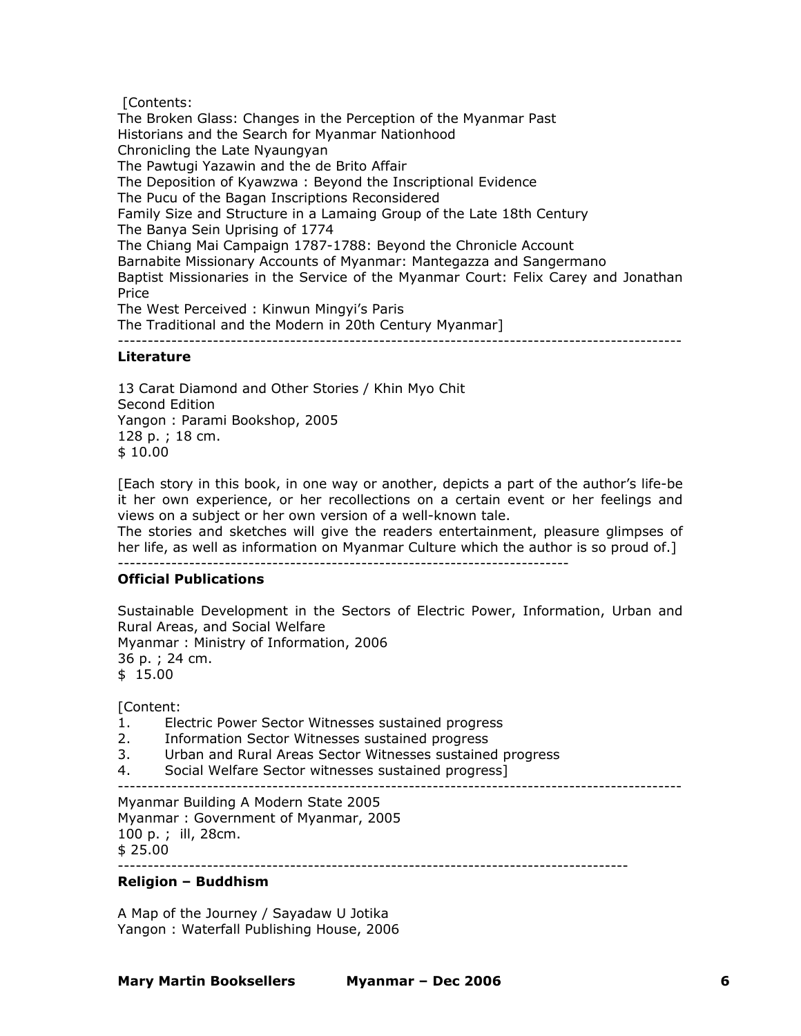[Contents:
The Broken Glass: Changes in the Perception of the Myanmar Past
Historians and the Search for Myanmar Nationhood
Chronicling the Late Nyaungyan
The Pawtugi Yazawin and the de Brito Affair
The Deposition of Kyawzwa : Beyond the Inscriptional Evidence
The Pucu of the Bagan Inscriptions Reconsidered
Family Size and Structure in a Lamaing Group of the Late 18th Century
The Banya Sein Uprising of 1774
The Chiang Mai Campaign 1787-1788: Beyond the Chronicle Account
Barnabite Missionary Accounts of Myanmar: Mantegazza and Sangermano
Baptist Missionaries in the Service of the Myanmar Court: Felix Carey and Jonathan Price
The West Perceived : Kinwun Mingyi's Paris
The Traditional and the Modern in 20th Century Myanmar]

---

**Literature**

13 Carat Diamond and Other Stories / Khin Myo Chit
Second Edition
Yangon : Parami Bookshop, 2005
128 p. ; 18 cm.
$ 10.00

[Each story in this book, in one way or another, depicts a part of the author's life-be it her own experience, or her recollections on a certain event or her feelings and views on a subject or her own version of a well-known tale.
The stories and sketches will give the readers entertainment, pleasure glimpses of her life, as well as information on Myanmar Culture which the author is so proud of.]

---

**Official Publications**

Sustainable Development in the Sectors of Electric Power, Information, Urban and Rural Areas, and Social Welfare
Myanmar : Ministry of Information, 2006
36 p. ; 24 cm.
$ 15.00

[Content:
1. Electric Power Sector Witnesses sustained progress
2. Information Sector Witnesses sustained progress
3. Urban and Rural Areas Sector Witnesses sustained progress
4. Social Welfare Sector witnesses sustained progress]

---

Myanmar Building A Modern State 2005
Myanmar : Government of Myanmar, 2005
100 p. ; ill, 28cm.
$ 25.00

---

**Religion – Buddhism**

A Map of the Journey / Sayadaw U Jotika
Yangon : Waterfall Publishing House, 2006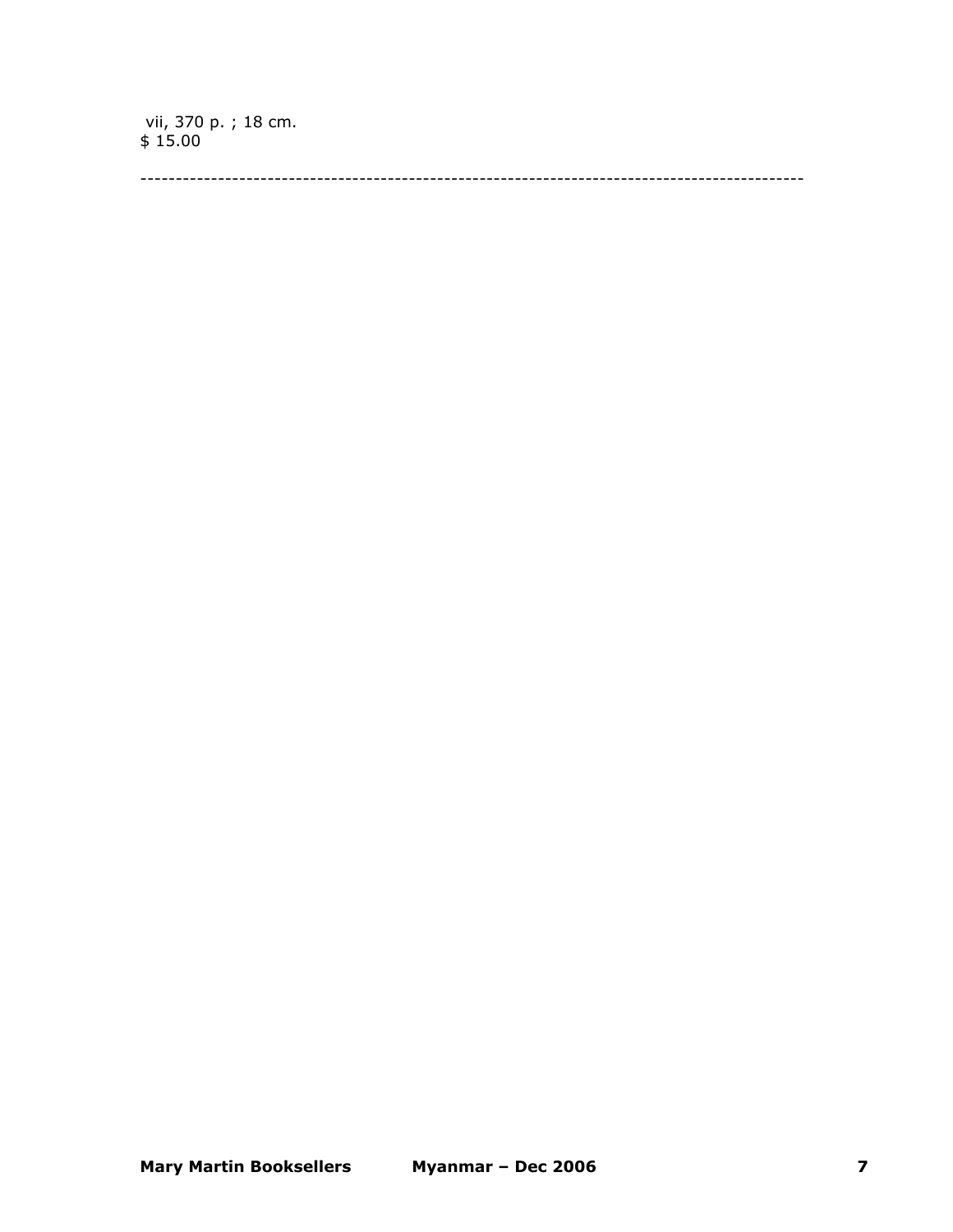vii, 370 p. ; 18 cm.
$ 15.00

-----------------------------------------------------------------------------------------------